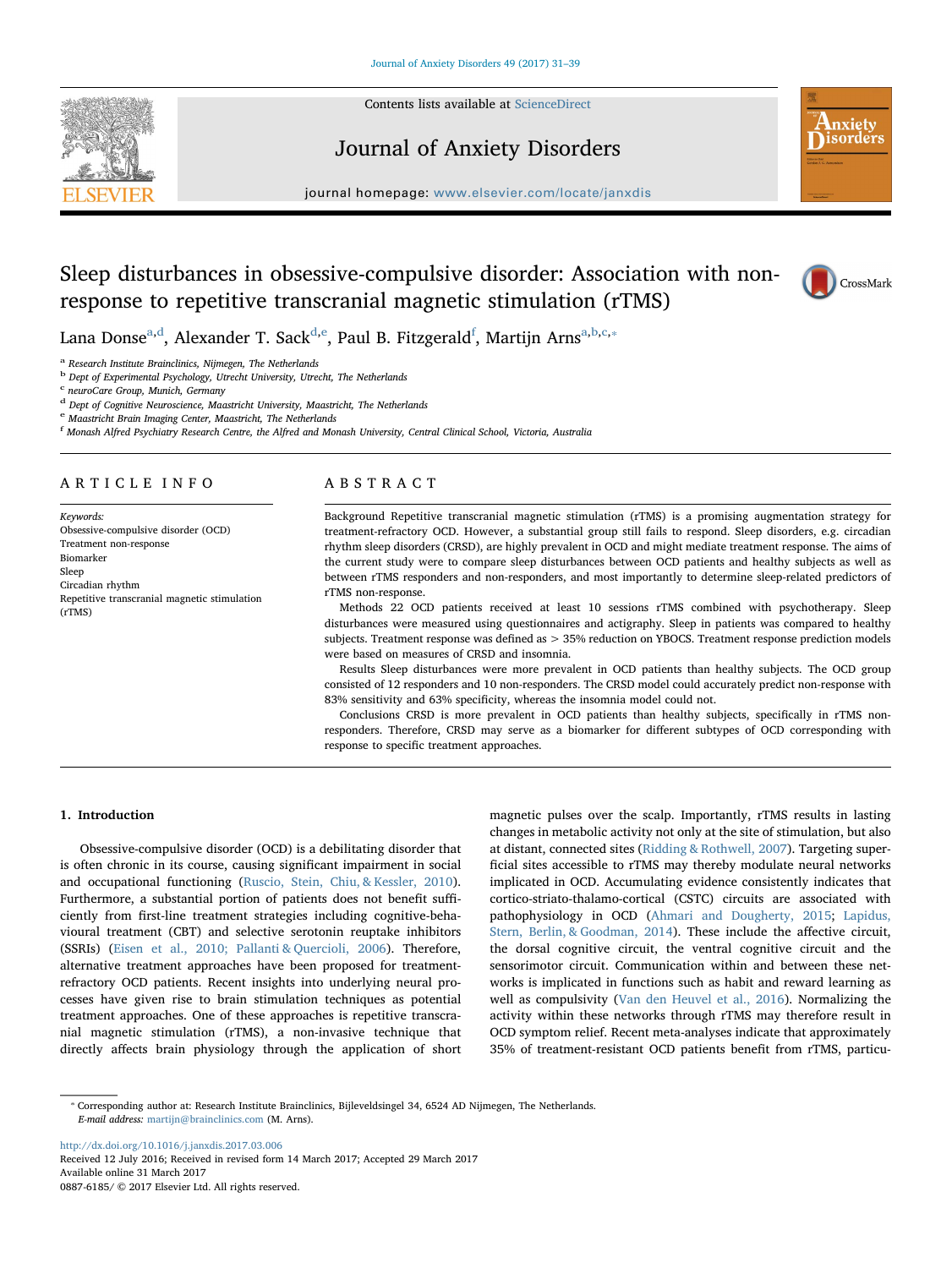# Sleep disturbances in obsessive-compulsive disorder: Association with non-response to repetitive transcranial magnetic stimulation (rTMS)

Lana Donse[a,d], Alexander T. Sack[d,e], Paul B. Fitzgerald[f], Martijn Arns[a,b,c,*]

[a] Research Institute Brainclinics, Nijmegen, The Netherlands
[b] Dept of Experimental Psychology, Utrecht University, Utrecht, The Netherlands
[c] neuroCare Group, Munich, Germany
[d] Dept of Cognitive Neuroscience, Maastricht University, Maastricht, The Netherlands
[e] Maastricht Brain Imaging Center, Maastricht, The Netherlands
[f] Monash Alfred Psychiatry Research Centre, the Alfred and Monash University, Central Clinical School, Victoria, Australia

## ARTICLE INFO

*Keywords:*
Obsessive-compulsive disorder (OCD)
Treatment non-response
Biomarker
Sleep
Circadian rhythm
Repetitive transcranial magnetic stimulation (rTMS)

## ABSTRACT

Background Repetitive transcranial magnetic stimulation (rTMS) is a promising augmentation strategy for treatment-refractory OCD. However, a substantial group still fails to respond. Sleep disorders, e.g. circadian rhythm sleep disorders (CRSD), are highly prevalent in OCD and might mediate treatment response. The aims of the current study were to compare sleep disturbances between OCD patients and healthy subjects as well as between rTMS responders and non-responders, and most importantly to determine sleep-related predictors of rTMS non-response.

Methods 22 OCD patients received at least 10 sessions rTMS combined with psychotherapy. Sleep disturbances were measured using questionnaires and actigraphy. Sleep in patients was compared to healthy subjects. Treatment response was defined as > 35% reduction on YBOCS. Treatment response prediction models were based on measures of CRSD and insomnia.

Results Sleep disturbances were more prevalent in OCD patients than healthy subjects. The OCD group consisted of 12 responders and 10 non-responders. The CRSD model could accurately predict non-response with 83% sensitivity and 63% specificity, whereas the insomnia model could not.

Conclusions CRSD is more prevalent in OCD patients than healthy subjects, specifically in rTMS non-responders. Therefore, CRSD may serve as a biomarker for different subtypes of OCD corresponding with response to specific treatment approaches.

## 1. Introduction

Obsessive-compulsive disorder (OCD) is a debilitating disorder that is often chronic in its course, causing significant impairment in social and occupational functioning (Ruscio, Stein, Chiu, & Kessler, 2010). Furthermore, a substantial portion of patients does not benefit sufficiently from first-line treatment strategies including cognitive-behavioural treatment (CBT) and selective serotonin reuptake inhibitors (SSRIs) (Eisen et al., 2010; Pallanti & Quercioli, 2006). Therefore, alternative treatment approaches have been proposed for treatment-refractory OCD patients. Recent insights into underlying neural processes have given rise to brain stimulation techniques as potential treatment approaches. One of these approaches is repetitive transcranial magnetic stimulation (rTMS), a non-invasive technique that directly affects brain physiology through the application of short magnetic pulses over the scalp. Importantly, rTMS results in lasting changes in metabolic activity not only at the site of stimulation, but also at distant, connected sites (Ridding & Rothwell, 2007). Targeting superficial sites accessible to rTMS may thereby modulate neural networks implicated in OCD. Accumulating evidence consistently indicates that cortico-striato-thalamo-cortical (CSTC) circuits are associated with pathophysiology in OCD (Ahmari and Dougherty, 2015; Lapidus, Stern, Berlin, & Goodman, 2014). These include the affective circuit, the dorsal cognitive circuit, the ventral cognitive circuit and the sensorimotor circuit. Communication within and between these networks is implicated in functions such as habit and reward learning as well as compulsivity (Van den Heuvel et al., 2016). Normalizing the activity within these networks through rTMS may therefore result in OCD symptom relief. Recent meta-analyses indicate that approximately 35% of treatment-resistant OCD patients benefit from rTMS, particu-

* Corresponding author at: Research Institute Brainclinics, Bijleveldsingel 34, 6524 AD Nijmegen, The Netherlands.
*E-mail address:* martijn@brainclinics.com (M. Arns).

http://dx.doi.org/10.1016/j.janxdis.2017.03.006
Received 12 July 2016; Received in revised form 14 March 2017; Accepted 29 March 2017
Available online 31 March 2017
0887-6185/ © 2017 Elsevier Ltd. All rights reserved.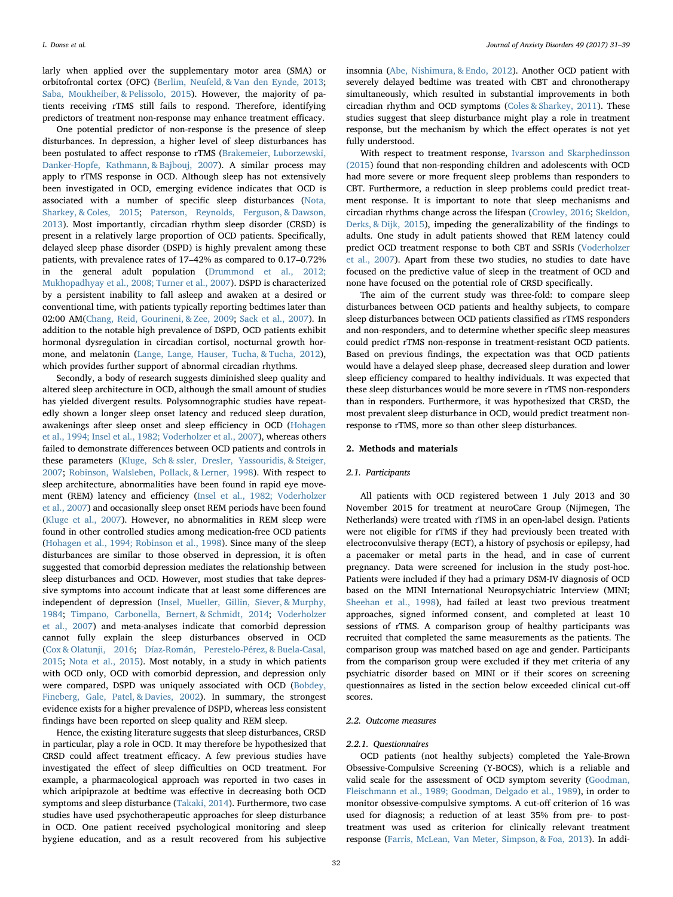larly when applied over the supplementary motor area (SMA) or orbitofrontal cortex (OFC) (Berlim, Neufeld, & Van den Eynde, 2013; Saba, Moukheiber, & Pelissolo, 2015). However, the majority of patients receiving rTMS still fails to respond. Therefore, identifying predictors of treatment non-response may enhance treatment efficacy.

One potential predictor of non-response is the presence of sleep disturbances. In depression, a higher level of sleep disturbances has been postulated to affect response to rTMS (Brakemeier, Luborzewski, Danker-Hopfe, Kathmann, & Bajbouj, 2007). A similar process may apply to rTMS response in OCD. Although sleep has not extensively been investigated in OCD, emerging evidence indicates that OCD is associated with a number of specific sleep disturbances (Nota, Sharkey, & Coles, 2015; Paterson, Reynolds, Ferguson, & Dawson, 2013). Most importantly, circadian rhythm sleep disorder (CRSD) is present in a relatively large proportion of OCD patients. Specifically, delayed sleep phase disorder (DSPD) is highly prevalent among these patients, with prevalence rates of 17–42% as compared to 0.17–0.72% in the general adult population (Drummond et al., 2012; Mukhopadhyay et al., 2008; Turner et al., 2007). DSPD is characterized by a persistent inability to fall asleep and awaken at a desired or conventional time, with patients typically reporting bedtimes later than 02:00 AM(Chang, Reid, Gourineni, & Zee, 2009; Sack et al., 2007). In addition to the notable high prevalence of DSPD, OCD patients exhibit hormonal dysregulation in circadian cortisol, nocturnal growth hormone, and melatonin (Lange, Lange, Hauser, Tucha, & Tucha, 2012), which provides further support of abnormal circadian rhythms.

Secondly, a body of research suggests diminished sleep quality and altered sleep architecture in OCD, although the small amount of studies has yielded divergent results. Polysomnographic studies have repeatedly shown a longer sleep onset latency and reduced sleep duration, awakenings after sleep onset and sleep efficiency in OCD (Hohagen et al., 1994; Insel et al., 1982; Voderholzer et al., 2007), whereas others failed to demonstrate differences between OCD patients and controls in these parameters (Kluge, Sch & ssler, Dresler, Yassouridis, & Steiger, 2007; Robinson, Walsleben, Pollack, & Lerner, 1998). With respect to sleep architecture, abnormalities have been found in rapid eye movement (REM) latency and efficiency (Insel et al., 1982; Voderholzer et al., 2007) and occasionally sleep onset REM periods have been found (Kluge et al., 2007). However, no abnormalities in REM sleep were found in other controlled studies among medication-free OCD patients (Hohagen et al., 1994; Robinson et al., 1998). Since many of the sleep disturbances are similar to those observed in depression, it is often suggested that comorbid depression mediates the relationship between sleep disturbances and OCD. However, most studies that take depressive symptoms into account indicate that at least some differences are independent of depression (Insel, Mueller, Gillin, Siever, & Murphy, 1984; Timpano, Carbonella, Bernert, & Schmidt, 2014; Voderholzer et al., 2007) and meta-analyses indicate that comorbid depression cannot fully explain the sleep disturbances observed in OCD (Cox & Olatunji, 2016; Díaz-Román, Perestelo-Pérez, & Buela-Casal, 2015; Nota et al., 2015). Most notably, in a study in which patients with OCD only, OCD with comorbid depression, and depression only were compared, DSPD was uniquely associated with OCD (Bobdey, Fineberg, Gale, Patel, & Davies, 2002). In summary, the strongest evidence exists for a higher prevalence of DSPD, whereas less consistent findings have been reported on sleep quality and REM sleep.

Hence, the existing literature suggests that sleep disturbances, CRSD in particular, play a role in OCD. It may therefore be hypothesized that CRSD could affect treatment efficacy. A few previous studies have investigated the effect of sleep difficulties on OCD treatment. For example, a pharmacological approach was reported in two cases in which aripiprazole at bedtime was effective in decreasing both OCD symptoms and sleep disturbance (Takaki, 2014). Furthermore, two case studies have used psychotherapeutic approaches for sleep disturbance in OCD. One patient received psychological monitoring and sleep hygiene education, and as a result recovered from his subjective insomnia (Abe, Nishimura, & Endo, 2012). Another OCD patient with severely delayed bedtime was treated with CBT and chronotherapy simultaneously, which resulted in substantial improvements in both circadian rhythm and OCD symptoms (Coles & Sharkey, 2011). These studies suggest that sleep disturbance might play a role in treatment response, but the mechanism by which the effect operates is not yet fully understood.

With respect to treatment response, Ivarsson and Skarphedinsson (2015) found that non-responding children and adolescents with OCD had more severe or more frequent sleep problems than responders to CBT. Furthermore, a reduction in sleep problems could predict treatment response. It is important to note that sleep mechanisms and circadian rhythms change across the lifespan (Crowley, 2016; Skeldon, Derks, & Dijk, 2015), impeding the generalizability of the findings to adults. One study in adult patients showed that REM latency could predict OCD treatment response to both CBT and SSRIs (Voderholzer et al., 2007). Apart from these two studies, no studies to date have focused on the predictive value of sleep in the treatment of OCD and none have focused on the potential role of CRSD specifically.

The aim of the current study was three-fold: to compare sleep disturbances between OCD patients and healthy subjects, to compare sleep disturbances between OCD patients classified as rTMS responders and non-responders, and to determine whether specific sleep measures could predict rTMS non-response in treatment-resistant OCD patients. Based on previous findings, the expectation was that OCD patients would have a delayed sleep phase, decreased sleep duration and lower sleep efficiency compared to healthy individuals. It was expected that these sleep disturbances would be more severe in rTMS non-responders than in responders. Furthermore, it was hypothesized that CRSD, the most prevalent sleep disturbance in OCD, would predict treatment non-response to rTMS, more so than other sleep disturbances.

## 2. Methods and materials

### 2.1. Participants

All patients with OCD registered between 1 July 2013 and 30 November 2015 for treatment at neuroCare Group (Nijmegen, The Netherlands) were treated with rTMS in an open-label design. Patients were not eligible for rTMS if they had previously been treated with electroconvulsive therapy (ECT), a history of psychosis or epilepsy, had a pacemaker or metal parts in the head, and in case of current pregnancy. Data were screened for inclusion in the study post-hoc. Patients were included if they had a primary DSM-IV diagnosis of OCD based on the MINI International Neuropsychiatric Interview (MINI; Sheehan et al., 1998), had failed at least two previous treatment approaches, signed informed consent, and completed at least 10 sessions of rTMS. A comparison group of healthy participants was recruited that completed the same measurements as the patients. The comparison group was matched based on age and gender. Participants from the comparison group were excluded if they met criteria of any psychiatric disorder based on MINI or if their scores on screening questionnaires as listed in the section below exceeded clinical cut-off scores.

### 2.2. Outcome measures

#### 2.2.1. Questionnaires

OCD patients (not healthy subjects) completed the Yale-Brown Obsessive-Compulsive Screening (Y-BOCS), which is a reliable and valid scale for the assessment of OCD symptom severity (Goodman, Fleischmann et al., 1989; Goodman, Delgado et al., 1989), in order to monitor obsessive-compulsive symptoms. A cut-off criterion of 16 was used for diagnosis; a reduction of at least 35% from pre- to post-treatment was used as criterion for clinically relevant treatment response (Farris, McLean, Van Meter, Simpson, & Foa, 2013). In addi-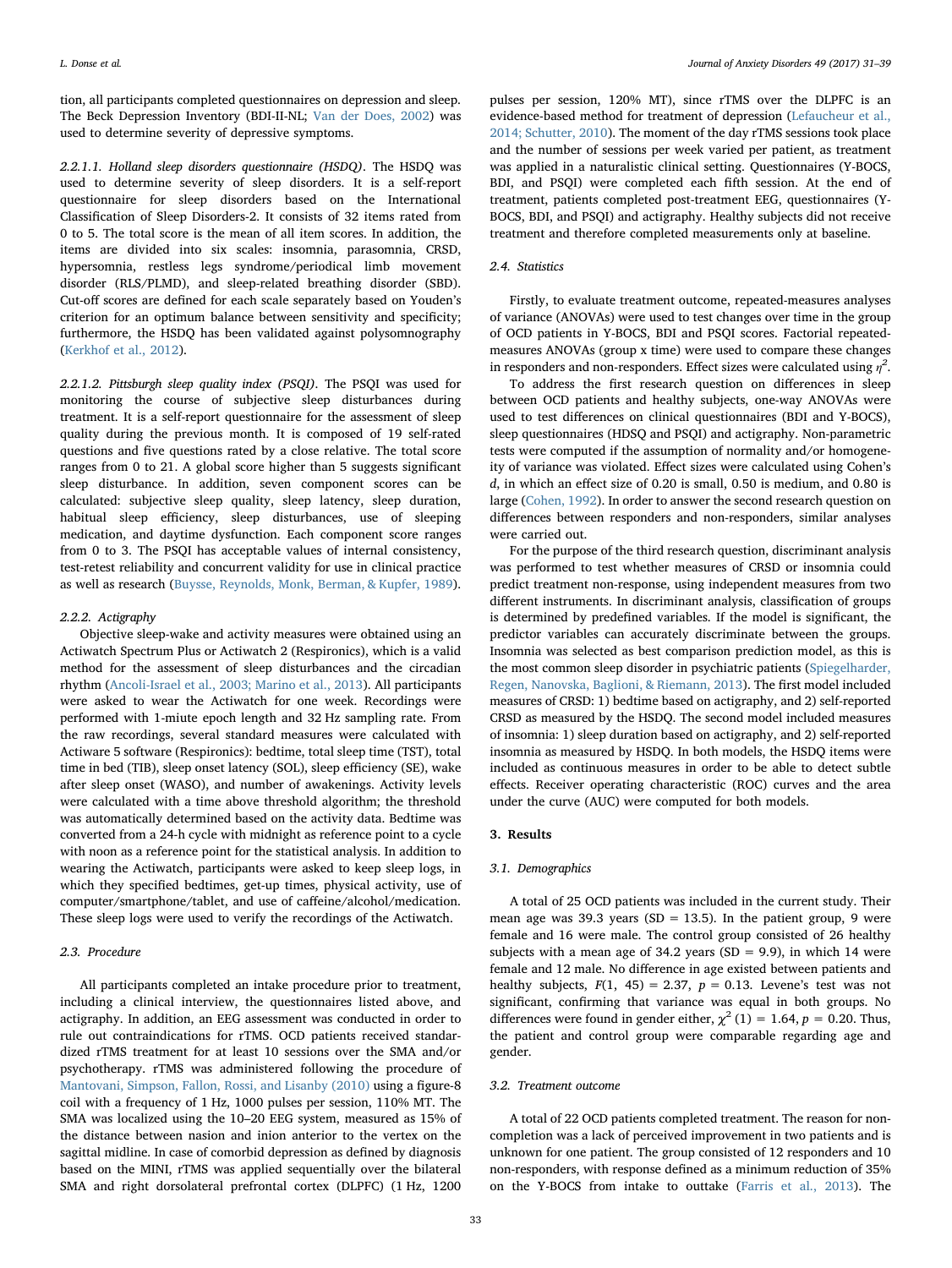tion, all participants completed questionnaires on depression and sleep. The Beck Depression Inventory (BDI-II-NL; Van der Does, 2002) was used to determine severity of depressive symptoms.

#### 2.2.1.1. Holland sleep disorders questionnaire (HSDQ)

The HSDQ was used to determine severity of sleep disorders. It is a self-report questionnaire for sleep disorders based on the International Classification of Sleep Disorders-2. It consists of 32 items rated from 0 to 5. The total score is the mean of all item scores. In addition, the items are divided into six scales: insomnia, parasomnia, CRSD, hypersomnia, restless legs syndrome/periodical limb movement disorder (RLS/PLMD), and sleep-related breathing disorder (SBD). Cut-off scores are defined for each scale separately based on Youden's criterion for an optimum balance between sensitivity and specificity; furthermore, the HSDQ has been validated against polysomnography (Kerkhof et al., 2012).

#### 2.2.1.2. Pittsburgh sleep quality index (PSQI)

The PSQI was used for monitoring the course of subjective sleep disturbances during treatment. It is a self-report questionnaire for the assessment of sleep quality during the previous month. It is composed of 19 self-rated questions and five questions rated by a close relative. The total score ranges from 0 to 21. A global score higher than 5 suggests significant sleep disturbance. In addition, seven component scores can be calculated: subjective sleep quality, sleep latency, sleep duration, habitual sleep efficiency, sleep disturbances, use of sleeping medication, and daytime dysfunction. Each component score ranges from 0 to 3. The PSQI has acceptable values of internal consistency, test-retest reliability and concurrent validity for use in clinical practice as well as research (Buysse, Reynolds, Monk, Berman, & Kupfer, 1989).

### 2.2.2. Actigraphy

Objective sleep-wake and activity measures were obtained using an Actiwatch Spectrum Plus or Actiwatch 2 (Respironics), which is a valid method for the assessment of sleep disturbances and the circadian rhythm (Ancoli-Israel et al., 2003; Marino et al., 2013). All participants were asked to wear the Actiwatch for one week. Recordings were performed with 1-miute epoch length and 32 Hz sampling rate. From the raw recordings, several standard measures were calculated with Actiware 5 software (Respironics): bedtime, total sleep time (TST), total time in bed (TIB), sleep onset latency (SOL), sleep efficiency (SE), wake after sleep onset (WASO), and number of awakenings. Activity levels were calculated with a time above threshold algorithm; the threshold was automatically determined based on the activity data. Bedtime was converted from a 24-h cycle with midnight as reference point to a cycle with noon as a reference point for the statistical analysis. In addition to wearing the Actiwatch, participants were asked to keep sleep logs, in which they specified bedtimes, get-up times, physical activity, use of computer/smartphone/tablet, and use of caffeine/alcohol/medication. These sleep logs were used to verify the recordings of the Actiwatch.

## 2.3. Procedure

All participants completed an intake procedure prior to treatment, including a clinical interview, the questionnaires listed above, and actigraphy. In addition, an EEG assessment was conducted in order to rule out contraindications for rTMS. OCD patients received standardized rTMS treatment for at least 10 sessions over the SMA and/or psychotherapy. rTMS was administered following the procedure of Mantovani, Simpson, Fallon, Rossi, and Lisanby (2010) using a figure-8 coil with a frequency of 1 Hz, 1000 pulses per session, 110% MT. The SMA was localized using the 10–20 EEG system, measured as 15% of the distance between nasion and inion anterior to the vertex on the sagittal midline. In case of comorbid depression as defined by diagnosis based on the MINI, rTMS was applied sequentially over the bilateral SMA and right dorsolateral prefrontal cortex (DLPFC) (1 Hz, 1200 pulses per session, 120% MT), since rTMS over the DLPFC is an evidence-based method for treatment of depression (Lefaucheur et al., 2014; Schutter, 2010). The moment of the day rTMS sessions took place and the number of sessions per week varied per patient, as treatment was applied in a naturalistic clinical setting. Questionnaires (Y-BOCS, BDI, and PSQI) were completed each fifth session. At the end of treatment, patients completed post-treatment EEG, questionnaires (Y-BOCS, BDI, and PSQI) and actigraphy. Healthy subjects did not receive treatment and therefore completed measurements only at baseline.

## 2.4. Statistics

Firstly, to evaluate treatment outcome, repeated-measures analyses of variance (ANOVAs) were used to test changes over time in the group of OCD patients in Y-BOCS, BDI and PSQI scores. Factorial repeated-measures ANOVAs (group x time) were used to compare these changes in responders and non-responders. Effect sizes were calculated using $\eta^2$.

To address the first research question on differences in sleep between OCD patients and healthy subjects, one-way ANOVAs were used to test differences on clinical questionnaires (BDI and Y-BOCS), sleep questionnaires (HDSQ and PSQI) and actigraphy. Non-parametric tests were computed if the assumption of normality and/or homogeneity of variance was violated. Effect sizes were calculated using Cohen's $d$, in which an effect size of 0.20 is small, 0.50 is medium, and 0.80 is large (Cohen, 1992). In order to answer the second research question on differences between responders and non-responders, similar analyses were carried out.

For the purpose of the third research question, discriminant analysis was performed to test whether measures of CRSD or insomnia could predict treatment non-response, using independent measures from two different instruments. In discriminant analysis, classification of groups is determined by predefined variables. If the model is significant, the predictor variables can accurately discriminate between the groups. Insomnia was selected as best comparison prediction model, as this is the most common sleep disorder in psychiatric patients (Spiegelharder, Regen, Nanovska, Baglioni, & Riemann, 2013). The first model included measures of CRSD: 1) bedtime based on actigraphy, and 2) self-reported CRSD as measured by the HSDQ. The second model included measures of insomnia: 1) sleep duration based on actigraphy, and 2) self-reported insomnia as measured by HSDQ. In both models, the HSDQ items were included as continuous measures in order to be able to detect subtle effects. Receiver operating characteristic (ROC) curves and the area under the curve (AUC) were computed for both models.

# 3. Results

## 3.1. Demographics

A total of 25 OCD patients was included in the current study. Their mean age was 39.3 years (SD = 13.5). In the patient group, 9 were female and 16 were male. The control group consisted of 26 healthy subjects with a mean age of 34.2 years (SD = 9.9), in which 14 were female and 12 male. No difference in age existed between patients and healthy subjects, $F(1, 45) = 2.37$, $p = 0.13$. Levene's test was not significant, confirming that variance was equal in both groups. No differences were found in gender either, $\chi^2(1) = 1.64$, $p = 0.20$. Thus, the patient and control group were comparable regarding age and gender.

## 3.2. Treatment outcome

A total of 22 OCD patients completed treatment. The reason for non-completion was a lack of perceived improvement in two patients and is unknown for one patient. The group consisted of 12 responders and 10 non-responders, with response defined as a minimum reduction of 35% on the Y-BOCS from intake to outtake (Farris et al., 2013). The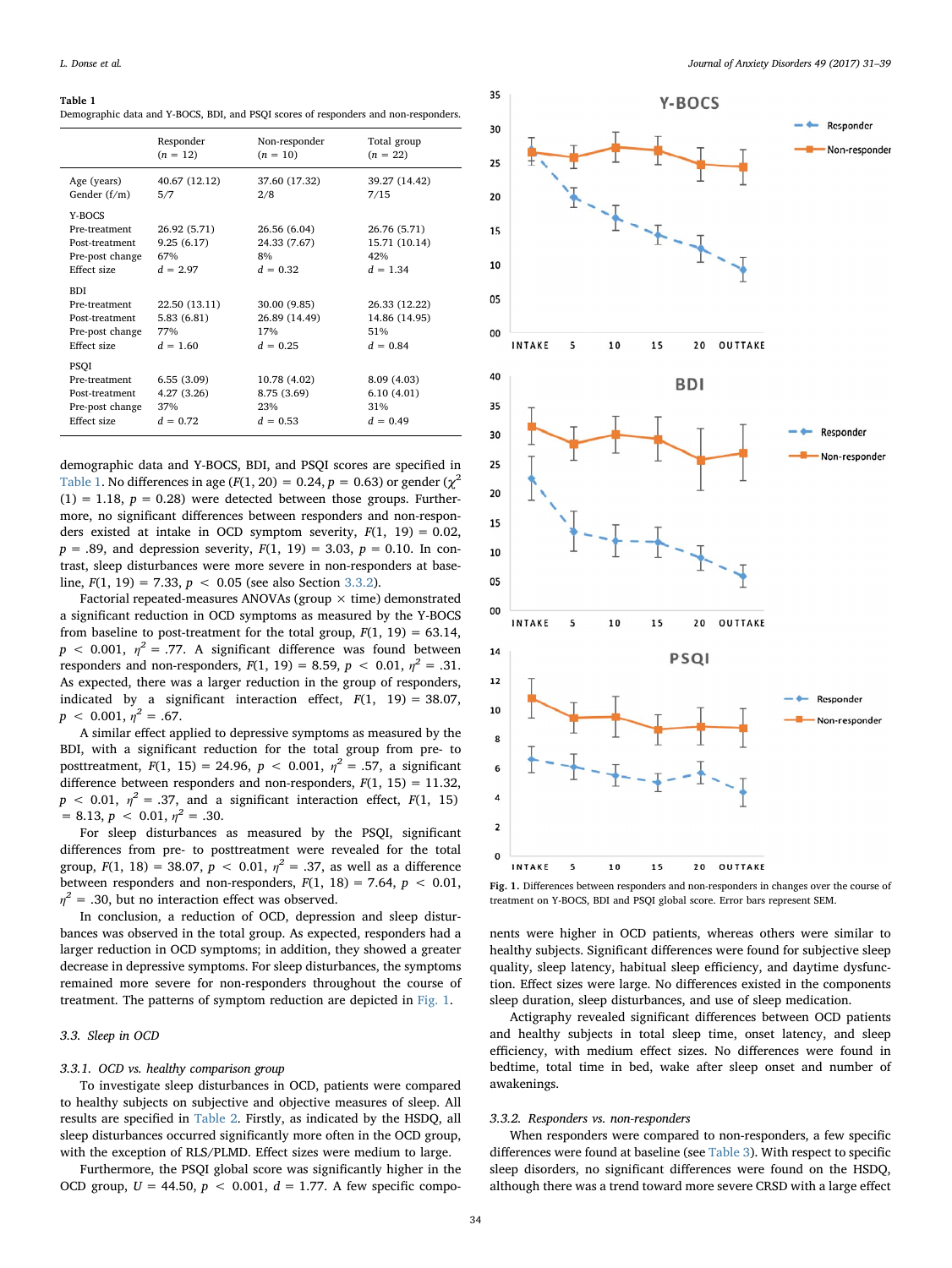**Table 1**
Demographic data and Y-BOCS, BDI, and PSQI scores of responders and non-responders.

| | Responder ($n$ = 12) | Non-responder ($n$ = 10) | Total group ($n$ = 22) |
|---|---|---|---|
| Age (years) | 40.67 (12.12) | 37.60 (17.32) | 39.27 (14.42) |
| Gender (f/m) | 5/7 | 2/8 | 7/15 |
| Y-BOCS | | | |
| Pre-treatment | 26.92 (5.71) | 26.56 (6.04) | 26.76 (5.71) |
| Post-treatment | 9.25 (6.17) | 24.33 (7.67) | 15.71 (10.14) |
| Pre-post change | 67% | 8% | 42% |
| Effect size | $d$ = 2.97 | $d$ = 0.32 | $d$ = 1.34 |
| BDI | | | |
| Pre-treatment | 22.50 (13.11) | 30.00 (9.85) | 26.33 (12.22) |
| Post-treatment | 5.83 (6.81) | 26.89 (14.49) | 14.86 (14.95) |
| Pre-post change | 77% | 17% | 51% |
| Effect size | $d$ = 1.60 | $d$ = 0.25 | $d$ = 0.84 |
| PSQI | | | |
| Pre-treatment | 6.55 (3.09) | 10.78 (4.02) | 8.09 (4.03) |
| Post-treatment | 4.27 (3.26) | 8.75 (3.69) | 6.10 (4.01) |
| Pre-post change | 37% | 23% | 31% |
| Effect size | $d$ = 0.72 | $d$ = 0.53 | $d$ = 0.49 |

demographic data and Y-BOCS, BDI, and PSQI scores are specified in Table 1. No differences in age ($F(1, 20) = 0.24$, $p = 0.63$) or gender ($\chi^2(1) = 1.18$, $p = 0.28$) were detected between those groups. Furthermore, no significant differences between responders and non-responders existed at intake in OCD symptom severity, $F(1, 19) = 0.02$, $p = .89$, and depression severity, $F(1, 19) = 3.03$, $p = 0.10$. In contrast, sleep disturbances were more severe in non-responders at baseline, $F(1, 19) = 7.33$, $p < 0.05$ (see also Section 3.3.2).

Factorial repeated-measures ANOVAs (group × time) demonstrated a significant reduction in OCD symptoms as measured by the Y-BOCS from baseline to post-treatment for the total group, $F(1, 19) = 63.14$, $p < 0.001$, $\eta^2 = .77$. A significant difference was found between responders and non-responders, $F(1, 19) = 8.59$, $p < 0.01$, $\eta^2 = .31$. As expected, there was a larger reduction in the group of responders, indicated by a significant interaction effect, $F(1, 19) = 38.07$, $p < 0.001$, $\eta^2 = .67$.

A similar effect applied to depressive symptoms as measured by the BDI, with a significant reduction for the total group from pre- to posttreatment, $F(1, 15) = 24.96$, $p < 0.001$, $\eta^2 = .57$, a significant difference between responders and non-responders, $F(1, 15) = 11.32$, $p < 0.01$, $\eta^2 = .37$, and a significant interaction effect, $F(1, 15) = 8.13$, $p < 0.01$, $\eta^2 = .30$.

For sleep disturbances as measured by the PSQI, significant differences from pre- to posttreatment were revealed for the total group, $F(1, 18) = 38.07$, $p < 0.01$, $\eta^2 = .37$, as well as a difference between responders and non-responders, $F(1, 18) = 7.64$, $p < 0.01$, $\eta^2 = .30$, but no interaction effect was observed.

In conclusion, a reduction of OCD, depression and sleep disturbances was observed in the total group. As expected, responders had a larger reduction in OCD symptoms; in addition, they showed a greater decrease in depressive symptoms. For sleep disturbances, the symptoms remained more severe for non-responders throughout the course of treatment. The patterns of symptom reduction are depicted in Fig. 1.

Y-BOCS
Responder
Non-responder
35 30 25 20 15 10 05 00
INTAKE 5 10 15 20 OUTTAKE

BDI
Responder
Non-responder
40 35 30 25 20 15 10 05 00
INTAKE 5 10 15 20 OUTTAKE

PSQI
Responder
Non-responder
14 12 10 8 6 4 2 0
INTAKE 5 10 15 20 OUTTAKE

**Fig. 1.** Differences between responders and non-responders in changes over the course of treatment on Y-BOCS, BDI and PSQI global score. Error bars represent SEM.

### 3.3. Sleep in OCD

#### 3.3.1. OCD vs. healthy comparison group

To investigate sleep disturbances in OCD, patients were compared to healthy subjects on subjective and objective measures of sleep. All results are specified in Table 2. Firstly, as indicated by the HSDQ, all sleep disturbances occurred significantly more often in the OCD group, with the exception of RLS/PLMD. Effect sizes were medium to large.

Furthermore, the PSQI global score was significantly higher in the OCD group, $U = 44.50$, $p < 0.001$, $d = 1.77$. A few specific components were higher in OCD patients, whereas others were similar to healthy subjects. Significant differences were found for subjective sleep quality, sleep latency, habitual sleep efficiency, and daytime dysfunction. Effect sizes were large. No differences existed in the components sleep duration, sleep disturbances, and use of sleep medication.

Actigraphy revealed significant differences between OCD patients and healthy subjects in total sleep time, onset latency, and sleep efficiency, with medium effect sizes. No differences were found in bedtime, total time in bed, wake after sleep onset and number of awakenings.

#### 3.3.2. Responders vs. non-responders

When responders were compared to non-responders, a few specific differences were found at baseline (see Table 3). With respect to specific sleep disorders, no significant differences were found on the HSDQ, although there was a trend toward more severe CRSD with a large effect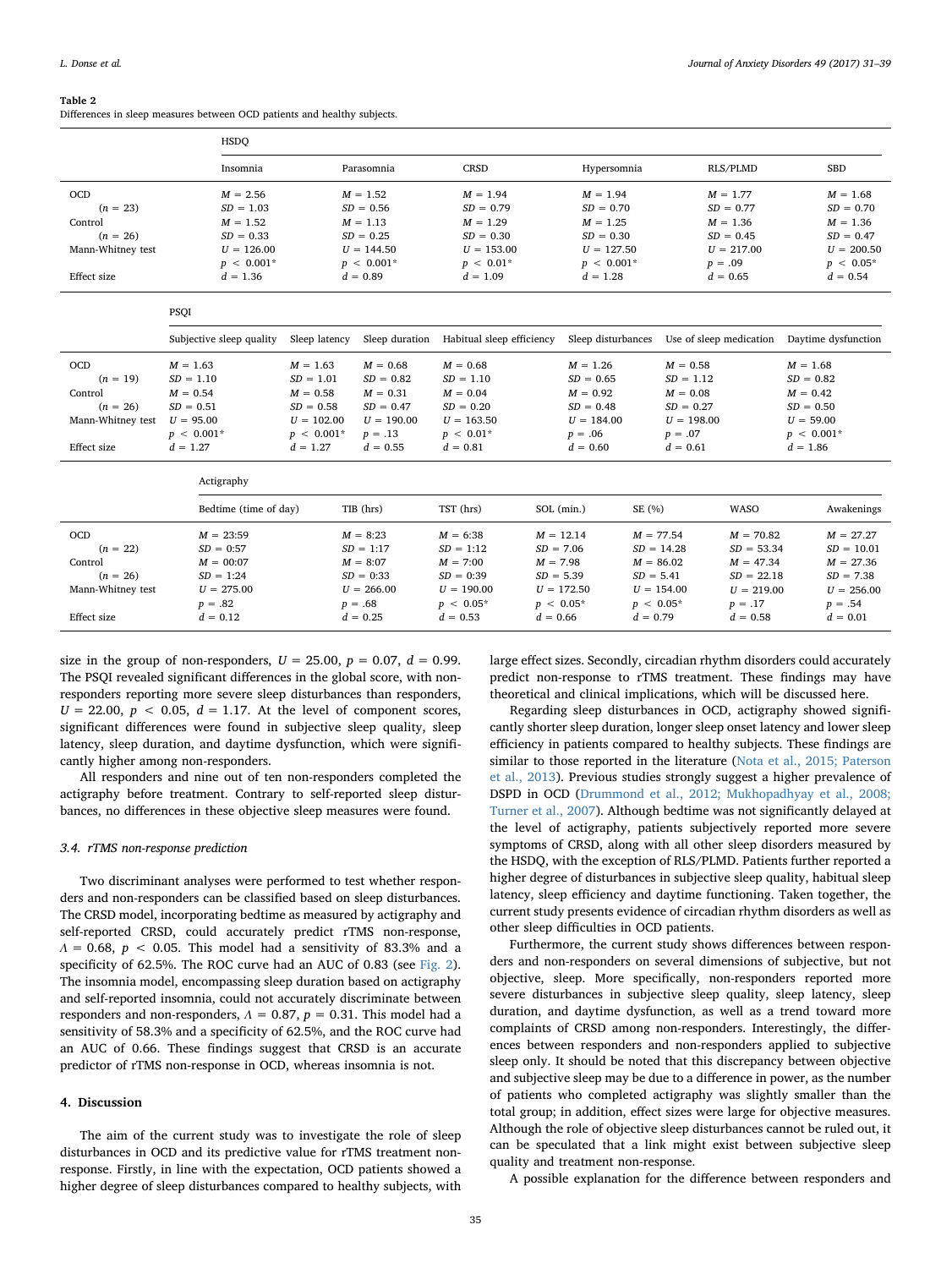**Table 2**
Differences in sleep measures between OCD patients and healthy subjects.

| | HSDQ | | | | | |
|---|---|---|---|---|---|---|
| | Insomnia | Parasomnia | CRSD | Hypersomnia | RLS/PLMD | SBD |
| OCD ($n$ = 23) | $M$ = 2.56, $SD$ = 1.03 | $M$ = 1.52, $SD$ = 0.56 | $M$ = 1.94, $SD$ = 0.79 | $M$ = 1.94, $SD$ = 0.70 | $M$ = 1.77, $SD$ = 0.77 | $M$ = 1.68, $SD$ = 0.70 |
| Control ($n$ = 26) | $M$ = 1.52, $SD$ = 0.33 | $M$ = 1.13, $SD$ = 0.25 | $M$ = 1.29, $SD$ = 0.30 | $M$ = 1.25, $SD$ = 0.30 | $M$ = 1.36, $SD$ = 0.45 | $M$ = 1.36, $SD$ = 0.47 |
| Mann-Whitney test | $U$ = 126.00, $p$ < 0.001* | $U$ = 144.50, $p$ < 0.001* | $U$ = 153.00, $p$ < 0.01* | $U$ = 127.50, $p$ < 0.001* | $U$ = 217.00, $p$ = .09 | $U$ = 200.50, $p$ < 0.05* |
| Effect size | $d$ = 1.36 | $d$ = 0.89 | $d$ = 1.09 | $d$ = 1.28 | $d$ = 0.65 | $d$ = 0.54 |

| | PSQI | | | | | | |
|---|---|---|---|---|---|---|---|
| | Subjective sleep quality | Sleep latency | Sleep duration | Habitual sleep efficiency | Sleep disturbances | Use of sleep medication | Daytime dysfunction |
| OCD ($n$ = 19) | $M$ = 1.63, $SD$ = 1.10 | $M$ = 1.63, $SD$ = 1.01 | $M$ = 0.68, $SD$ = 0.82 | $M$ = 0.68, $SD$ = 1.10 | $M$ = 1.26, $SD$ = 0.65 | $M$ = 0.58, $SD$ = 1.12 | $M$ = 1.68, $SD$ = 0.82 |
| Control ($n$ = 26) | $M$ = 0.54, $SD$ = 0.51 | $M$ = 0.58, $SD$ = 0.58 | $M$ = 0.31, $SD$ = 0.47 | $M$ = 0.04, $SD$ = 0.20 | $M$ = 0.92, $SD$ = 0.48 | $M$ = 0.08, $SD$ = 0.27 | $M$ = 0.42, $SD$ = 0.50 |
| Mann-Whitney test | $U$ = 95.00, $p$ < 0.001* | $U$ = 102.00, $p$ < 0.001* | $U$ = 190.00, $p$ = .13 | $U$ = 163.50, $p$ < 0.01* | $U$ = 184.00, $p$ = .06 | $U$ = 198.00, $p$ = .07 | $U$ = 59.00, $p$ < 0.001* |
| Effect size | $d$ = 1.27 | $d$ = 1.27 | $d$ = 0.55 | $d$ = 0.81 | $d$ = 0.60 | $d$ = 0.61 | $d$ = 1.86 |

| | Actigraphy | | | | | | |
|---|---|---|---|---|---|---|---|
| | Bedtime (time of day) | TIB (hrs) | TST (hrs) | SOL (min.) | SE (%) | WASO | Awakenings |
| OCD ($n$ = 22) | $M$ = 23:59, $SD$ = 0:57 | $M$ = 8:23, $SD$ = 1:17 | $M$ = 6:38, $SD$ = 1:12 | $M$ = 12.14, $SD$ = 7.06 | $M$ = 77.54, $SD$ = 14.28 | $M$ = 70.82, $SD$ = 53.34 | $M$ = 27.27, $SD$ = 10.01 |
| Control ($n$ = 26) | $M$ = 00:07, $SD$ = 1:24 | $M$ = 8:07, $SD$ = 0:33 | $M$ = 7:00, $SD$ = 0:39 | $M$ = 7.98, $SD$ = 5.39 | $M$ = 86.02, $SD$ = 5.41 | $M$ = 47.34, $SD$ = 22.18 | $M$ = 27.36, $SD$ = 7.38 |
| Mann-Whitney test | $U$ = 275.00, $p$ = .82 | $U$ = 266.00, $p$ = .68 | $U$ = 190.00, $p$ < 0.05* | $U$ = 172.50, $p$ < 0.05* | $U$ = 154.00, $p$ < 0.05* | $U$ = 219.00, $p$ = .17 | $U$ = 256.00, $p$ = .54 |
| Effect size | $d$ = 0.12 | $d$ = 0.25 | $d$ = 0.53 | $d$ = 0.66 | $d$ = 0.79 | $d$ = 0.58 | $d$ = 0.01 |

size in the group of non-responders, $U = 25.00$, $p = 0.07$, $d = 0.99$. The PSQI revealed significant differences in the global score, with non-responders reporting more severe sleep disturbances than responders, $U = 22.00$, $p < 0.05$, $d = 1.17$. At the level of component scores, significant differences were found in subjective sleep quality, sleep latency, sleep duration, and daytime dysfunction, which were significantly higher among non-responders.

All responders and nine out of ten non-responders completed the actigraphy before treatment. Contrary to self-reported sleep disturbances, no differences in these objective sleep measures were found.

### 3.4. rTMS non-response prediction

Two discriminant analyses were performed to test whether responders and non-responders can be classified based on sleep disturbances. The CRSD model, incorporating bedtime as measured by actigraphy and self-reported CRSD, could accurately predict rTMS non-response, $\Lambda = 0.68$, $p < 0.05$. This model had a sensitivity of 83.3% and a specificity of 62.5%. The ROC curve had an AUC of 0.83 (see Fig. 2). The insomnia model, encompassing sleep duration based on actigraphy and self-reported insomnia, could not accurately discriminate between responders and non-responders, $\Lambda = 0.87$, $p = 0.31$. This model had a sensitivity of 58.3% and a specificity of 62.5%, and the ROC curve had an AUC of 0.66. These findings suggest that CRSD is an accurate predictor of rTMS non-response in OCD, whereas insomnia is not.

## 4. Discussion

The aim of the current study was to investigate the role of sleep disturbances in OCD and its predictive value for rTMS treatment non-response. Firstly, in line with the expectation, OCD patients showed a higher degree of sleep disturbances compared to healthy subjects, with large effect sizes. Secondly, circadian rhythm disorders could accurately predict non-response to rTMS treatment. These findings may have theoretical and clinical implications, which will be discussed here.

Regarding sleep disturbances in OCD, actigraphy showed significantly shorter sleep duration, longer sleep onset latency and lower sleep efficiency in patients compared to healthy subjects. These findings are similar to those reported in the literature (Nota et al., 2015; Paterson et al., 2013). Previous studies strongly suggest a higher prevalence of DSPD in OCD (Drummond et al., 2012; Mukhopadhyay et al., 2008; Turner et al., 2007). Although bedtime was not significantly delayed at the level of actigraphy, patients subjectively reported more severe symptoms of CRSD, along with all other sleep disorders measured by the HSDQ, with the exception of RLS/PLMD. Patients further reported a higher degree of disturbances in subjective sleep quality, habitual sleep latency, sleep efficiency and daytime functioning. Taken together, the current study presents evidence of circadian rhythm disorders as well as other sleep difficulties in OCD patients.

Furthermore, the current study shows differences between responders and non-responders on several dimensions of subjective, but not objective, sleep. More specifically, non-responders reported more severe disturbances in subjective sleep quality, sleep latency, sleep duration, and daytime dysfunction, as well as a trend toward more complaints of CRSD among non-responders. Interestingly, the differences between responders and non-responders applied to subjective sleep only. It should be noted that this discrepancy between objective and subjective sleep may be due to a difference in power, as the number of patients who completed actigraphy was slightly smaller than the total group; in addition, effect sizes were large for objective measures. Although the role of objective sleep disturbances cannot be ruled out, it can be speculated that a link might exist between subjective sleep quality and treatment non-response.

A possible explanation for the difference between responders and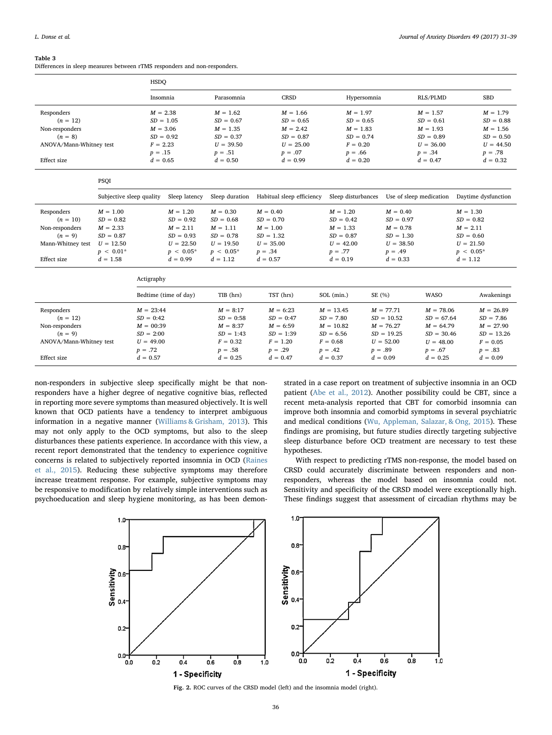**Table 3**
Differences in sleep measures between rTMS responders and non-responders.

| | HSDQ | | | | | |
|---|---|---|---|---|---|---|
| | Insomnia | Parasomnia | CRSD | Hypersomnia | RLS/PLMD | SBD |
| Responders ($n$ = 12) | $M$ = 2.38 $SD$ = 1.05 | $M$ = 1.62 $SD$ = 0.67 | $M$ = 1.66 $SD$ = 0.65 | $M$ = 1.97 $SD$ = 0.65 | $M$ = 1.57 $SD$ = 0.61 | $M$ = 1.79 $SD$ = 0.88 |
| Non-responders ($n$ = 8) | $M$ = 3.06 $SD$ = 0.92 | $M$ = 1.35 $SD$ = 0.37 | $M$ = 2.42 $SD$ = 0.87 | $M$ = 1.83 $SD$ = 0.74 | $M$ = 1.93 $SD$ = 0.89 | $M$ = 1.56 $SD$ = 0.50 |
| ANOVA/Mann-Whitney test | $F$ = 2.23 $p$ = .15 | $U$ = 39.50 $p$ = .51 | $U$ = 25.00 $p$ = .07 | $F$ = 0.20 $p$ = .66 | $U$ = 36.00 $p$ = .34 | $U$ = 44.50 $p$ = .78 |
| Effect size | $d$ = 0.65 | $d$ = 0.50 | $d$ = 0.99 | $d$ = 0.20 | $d$ = 0.47 | $d$ = 0.32 |

| | PSQI | | | | | | |
|---|---|---|---|---|---|---|---|
| | Subjective sleep quality | Sleep latency | Sleep duration | Habitual sleep efficiency | Sleep disturbances | Use of sleep medication | Daytime dysfunction |
| Responders ($n$ = 10) | $M$ = 1.00 $SD$ = 0.82 | $M$ = 1.20 $SD$ = 0.92 | $M$ = 0.30 $SD$ = 0.68 | $M$ = 0.40 $SD$ = 0.70 | $M$ = 1.20 $SD$ = 0.42 | $M$ = 0.40 $SD$ = 0.97 | $M$ = 1.30 $SD$ = 0.82 |
| Non-responders ($n$ = 9) | $M$ = 2.33 $SD$ = 0.87 | $M$ = 2.11 $SD$ = 0.93 | $M$ = 1.11 $SD$ = 0.78 | $M$ = 1.00 $SD$ = 1.32 | $M$ = 1.33 $SD$ = 0.87 | $M$ = 0.78 $SD$ = 1.30 | $M$ = 2.11 $SD$ = 0.60 |
| Mann-Whitney test | $U$ = 12.50 $p < 0.01$* | $U$ = 22.50 $p < 0.05$* | $U$ = 19.50 $p < 0.05$* | $U$ = 35.00 $p$ = .34 | $U$ = 42.00 $p$ = .77 | $U$ = 38.50 $p$ = .49 | $U$ = 21.50 $p < 0.05$* |
| Effect size | $d$ = 1.58 | $d$ = 0.99 | $d$ = 1.12 | $d$ = 0.57 | $d$ = 0.19 | $d$ = 0.33 | $d$ = 1.12 |

| | Actigraphy | | | | | | |
|---|---|---|---|---|---|---|---|
| | Bedtime (time of day) | TIB (hrs) | TST (hrs) | SOL (min.) | SE (%) | WASO | Awakenings |
| Responders ($n$ = 12) | $M$ = 23:44 $SD$ = 0:42 | $M$ = 8:17 $SD$ = 0:58 | $M$ = 6:23 $SD$ = 0:47 | $M$ = 13.45 $SD$ = 7.80 | $M$ = 77.71 $SD$ = 10.52 | $M$ = 78.06 $SD$ = 67.64 | $M$ = 26.89 $SD$ = 7.86 |
| Non-responders ($n$ = 9) | $M$ = 00:39 $SD$ = 2:00 | $M$ = 8:37 $SD$ = 1:43 | $M$ = 6:59 $SD$ = 1:39 | $M$ = 10.82 $SD$ = 6.56 | $M$ = 76.27 $SD$ = 19.25 | $M$ = 64.79 $SD$ = 30.46 | $M$ = 27.90 $SD$ = 13.26 |
| ANOVA/Mann-Whitney test | $U$ = 49.00 $p$ = .72 | $F$ = 0.32 $p$ = .58 | $F$ = 1.20 $p$ = .29 | $F$ = 0.68 $p$ = .42 | $U$ = 52.00 $p$ = .89 | $U$ = 48.00 $p$ = .67 | $F$ = 0.05 $p$ = .83 |
| Effect size | $d$ = 0.57 | $d$ = 0.25 | $d$ = 0.47 | $d$ = 0.37 | $d$ = 0.09 | $d$ = 0.25 | $d$ = 0.09 |

non-responders in subjective sleep specifically might be that non-responders have a higher degree of negative cognitive bias, reflected in reporting more severe symptoms than measured objectively. It is well known that OCD patients have a tendency to interpret ambiguous information in a negative manner (Williams & Grisham, 2013). This may not only apply to the OCD symptoms, but also to the sleep disturbances these patients experience. In accordance with this view, a recent report demonstrated that the tendency to experience cognitive concerns is related to subjectively reported insomnia in OCD (Raines et al., 2015). Reducing these subjective symptoms may therefore increase treatment response. For example, subjective symptoms may be responsive to modification by relatively simple interventions such as psychoeducation and sleep hygiene monitoring, as has been demonstrated in a case report on treatment of subjective insomnia in an OCD patient (Abe et al., 2012). Another possibility could be CBT, since a recent meta-analysis reported that CBT for comorbid insomnia can improve both insomnia and comorbid symptoms in several psychiatric and medical conditions (Wu, Appleman, Salazar, & Ong, 2015). These findings are promising, but future studies directly targeting subjective sleep disturbance before OCD treatment are necessary to test these hypotheses.

With respect to predicting rTMS non-response, the model based on CRSD could accurately discriminate between responders and non-responders, whereas the model based on insomnia could not. Sensitivity and specificity of the CRSD model were exceptionally high. These findings suggest that assessment of circadian rhythms may be

Sensitivity
1 - Specificity
0.0 0.2 0.4 0.6 0.8 1.0

Sensitivity
1 - Specificity
0.0 0.2 0.4 0.6 0.8 1.0

**Fig. 2.** ROC curves of the CRSD model (left) and the insomnia model (right).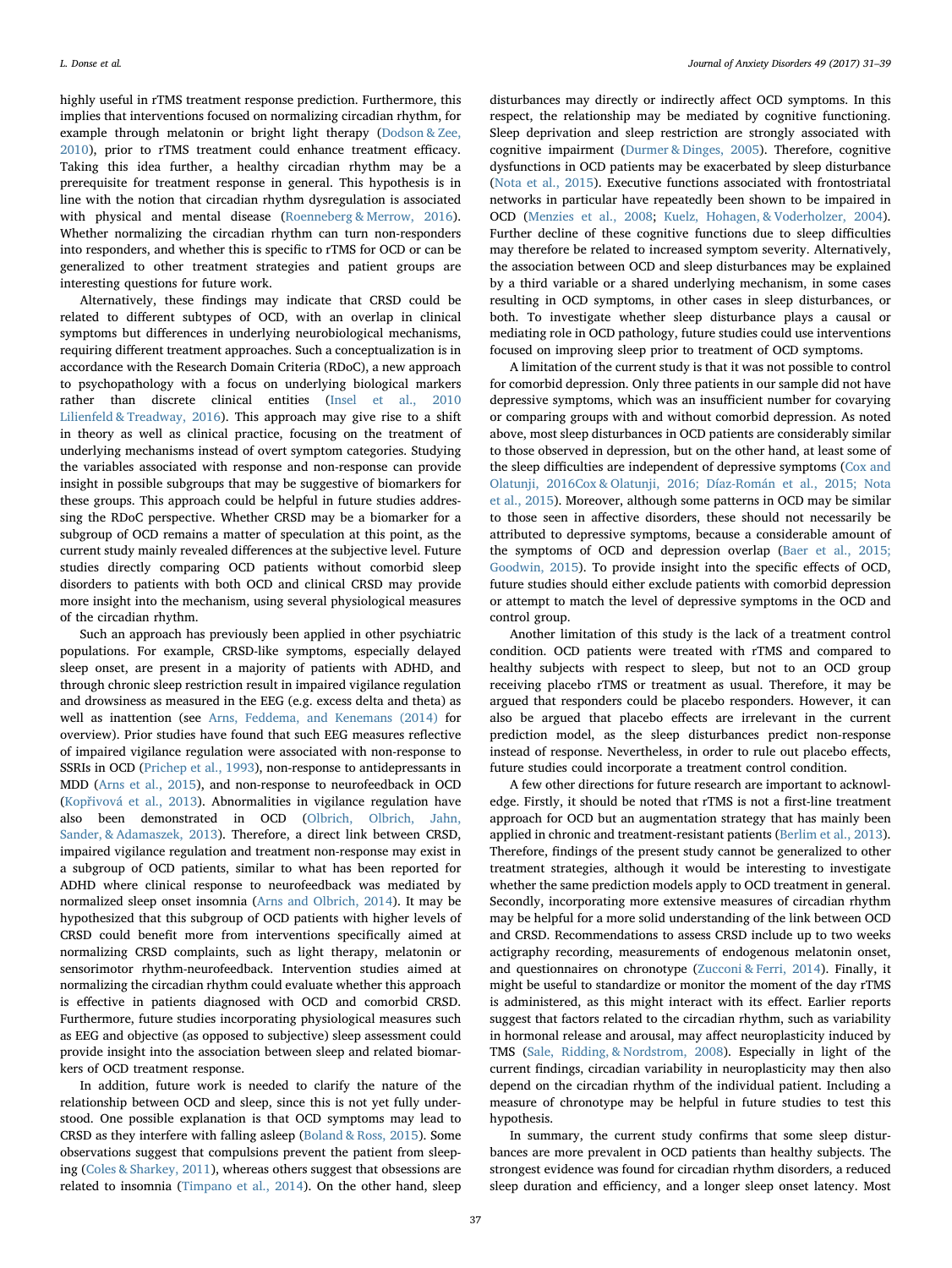highly useful in rTMS treatment response prediction. Furthermore, this implies that interventions focused on normalizing circadian rhythm, for example through melatonin or bright light therapy (Dodson & Zee, 2010), prior to rTMS treatment could enhance treatment efficacy. Taking this idea further, a healthy circadian rhythm may be a prerequisite for treatment response in general. This hypothesis is in line with the notion that circadian rhythm dysregulation is associated with physical and mental disease (Roenneberg & Merrow, 2016). Whether normalizing the circadian rhythm can turn non-responders into responders, and whether this is specific to rTMS for OCD or can be generalized to other treatment strategies and patient groups are interesting questions for future work.

Alternatively, these findings may indicate that CRSD could be related to different subtypes of OCD, with an overlap in clinical symptoms but differences in underlying neurobiological mechanisms, requiring different treatment approaches. Such a conceptualization is in accordance with the Research Domain Criteria (RDoC), a new approach to psychopathology with a focus on underlying biological markers rather than discrete clinical entities (Insel et al., 2010 Lilienfeld & Treadway, 2016). This approach may give rise to a shift in theory as well as clinical practice, focusing on the treatment of underlying mechanisms instead of overt symptom categories. Studying the variables associated with response and non-response can provide insight in possible subgroups that may be suggestive of biomarkers for these groups. This approach could be helpful in future studies addressing the RDoC perspective. Whether CRSD may be a biomarker for a subgroup of OCD remains a matter of speculation at this point, as the current study mainly revealed differences at the subjective level. Future studies directly comparing OCD patients without comorbid sleep disorders to patients with both OCD and clinical CRSD may provide more insight into the mechanism, using several physiological measures of the circadian rhythm.

Such an approach has previously been applied in other psychiatric populations. For example, CRSD-like symptoms, especially delayed sleep onset, are present in a majority of patients with ADHD, and through chronic sleep restriction result in impaired vigilance regulation and drowsiness as measured in the EEG (e.g. excess delta and theta) as well as inattention (see Arns, Feddema, and Kenemans (2014) for overview). Prior studies have found that such EEG measures reflective of impaired vigilance regulation were associated with non-response to SSRIs in OCD (Prichep et al., 1993), non-response to antidepressants in MDD (Arns et al., 2015), and non-response to neurofeedback in OCD (Kopřivová et al., 2013). Abnormalities in vigilance regulation have also been demonstrated in OCD (Olbrich, Olbrich, Jahn, Sander, & Adamaszek, 2013). Therefore, a direct link between CRSD, impaired vigilance regulation and treatment non-response may exist in a subgroup of OCD patients, similar to what has been reported for ADHD where clinical response to neurofeedback was mediated by normalized sleep onset insomnia (Arns and Olbrich, 2014). It may be hypothesized that this subgroup of OCD patients with higher levels of CRSD could benefit more from interventions specifically aimed at normalizing CRSD complaints, such as light therapy, melatonin or sensorimotor rhythm-neurofeedback. Intervention studies aimed at normalizing the circadian rhythm could evaluate whether this approach is effective in patients diagnosed with OCD and comorbid CRSD. Furthermore, future studies incorporating physiological measures such as EEG and objective (as opposed to subjective) sleep assessment could provide insight into the association between sleep and related biomarkers of OCD treatment response.

In addition, future work is needed to clarify the nature of the relationship between OCD and sleep, since this is not yet fully understood. One possible explanation is that OCD symptoms may lead to CRSD as they interfere with falling asleep (Boland & Ross, 2015). Some observations suggest that compulsions prevent the patient from sleeping (Coles & Sharkey, 2011), whereas others suggest that obsessions are related to insomnia (Timpano et al., 2014). On the other hand, sleep disturbances may directly or indirectly affect OCD symptoms. In this respect, the relationship may be mediated by cognitive functioning. Sleep deprivation and sleep restriction are strongly associated with cognitive impairment (Durmer & Dinges, 2005). Therefore, cognitive dysfunctions in OCD patients may be exacerbated by sleep disturbance (Nota et al., 2015). Executive functions associated with frontostriatal networks in particular have repeatedly been shown to be impaired in OCD (Menzies et al., 2008; Kuelz, Hohagen, & Voderholzer, 2004). Further decline of these cognitive functions due to sleep difficulties may therefore be related to increased symptom severity. Alternatively, the association between OCD and sleep disturbances may be explained by a third variable or a shared underlying mechanism, in some cases resulting in OCD symptoms, in other cases in sleep disturbances, or both. To investigate whether sleep disturbance plays a causal or mediating role in OCD pathology, future studies could use interventions focused on improving sleep prior to treatment of OCD symptoms.

A limitation of the current study is that it was not possible to control for comorbid depression. Only three patients in our sample did not have depressive symptoms, which was an insufficient number for covarying or comparing groups with and without comorbid depression. As noted above, most sleep disturbances in OCD patients are considerably similar to those observed in depression, but on the other hand, at least some of the sleep difficulties are independent of depressive symptoms (Cox and Olatunji, 2016Cox & Olatunji, 2016; Díaz-Román et al., 2015; Nota et al., 2015). Moreover, although some patterns in OCD may be similar to those seen in affective disorders, these should not necessarily be attributed to depressive symptoms, because a considerable amount of the symptoms of OCD and depression overlap (Baer et al., 2015; Goodwin, 2015). To provide insight into the specific effects of OCD, future studies should either exclude patients with comorbid depression or attempt to match the level of depressive symptoms in the OCD and control group.

Another limitation of this study is the lack of a treatment control condition. OCD patients were treated with rTMS and compared to healthy subjects with respect to sleep, but not to an OCD group receiving placebo rTMS or treatment as usual. Therefore, it may be argued that responders could be placebo responders. However, it can also be argued that placebo effects are irrelevant in the current prediction model, as the sleep disturbances predict non-response instead of response. Nevertheless, in order to rule out placebo effects, future studies could incorporate a treatment control condition.

A few other directions for future research are important to acknowledge. Firstly, it should be noted that rTMS is not a first-line treatment approach for OCD but an augmentation strategy that has mainly been applied in chronic and treatment-resistant patients (Berlim et al., 2013). Therefore, findings of the present study cannot be generalized to other treatment strategies, although it would be interesting to investigate whether the same prediction models apply to OCD treatment in general. Secondly, incorporating more extensive measures of circadian rhythm may be helpful for a more solid understanding of the link between OCD and CRSD. Recommendations to assess CRSD include up to two weeks actigraphy recording, measurements of endogenous melatonin onset, and questionnaires on chronotype (Zucconi & Ferri, 2014). Finally, it might be useful to standardize or monitor the moment of the day rTMS is administered, as this might interact with its effect. Earlier reports suggest that factors related to the circadian rhythm, such as variability in hormonal release and arousal, may affect neuroplasticity induced by TMS (Sale, Ridding, & Nordstrom, 2008). Especially in light of the current findings, circadian variability in neuroplasticity may then also depend on the circadian rhythm of the individual patient. Including a measure of chronotype may be helpful in future studies to test this hypothesis.

In summary, the current study confirms that some sleep disturbances are more prevalent in OCD patients than healthy subjects. The strongest evidence was found for circadian rhythm disorders, a reduced sleep duration and efficiency, and a longer sleep onset latency. Most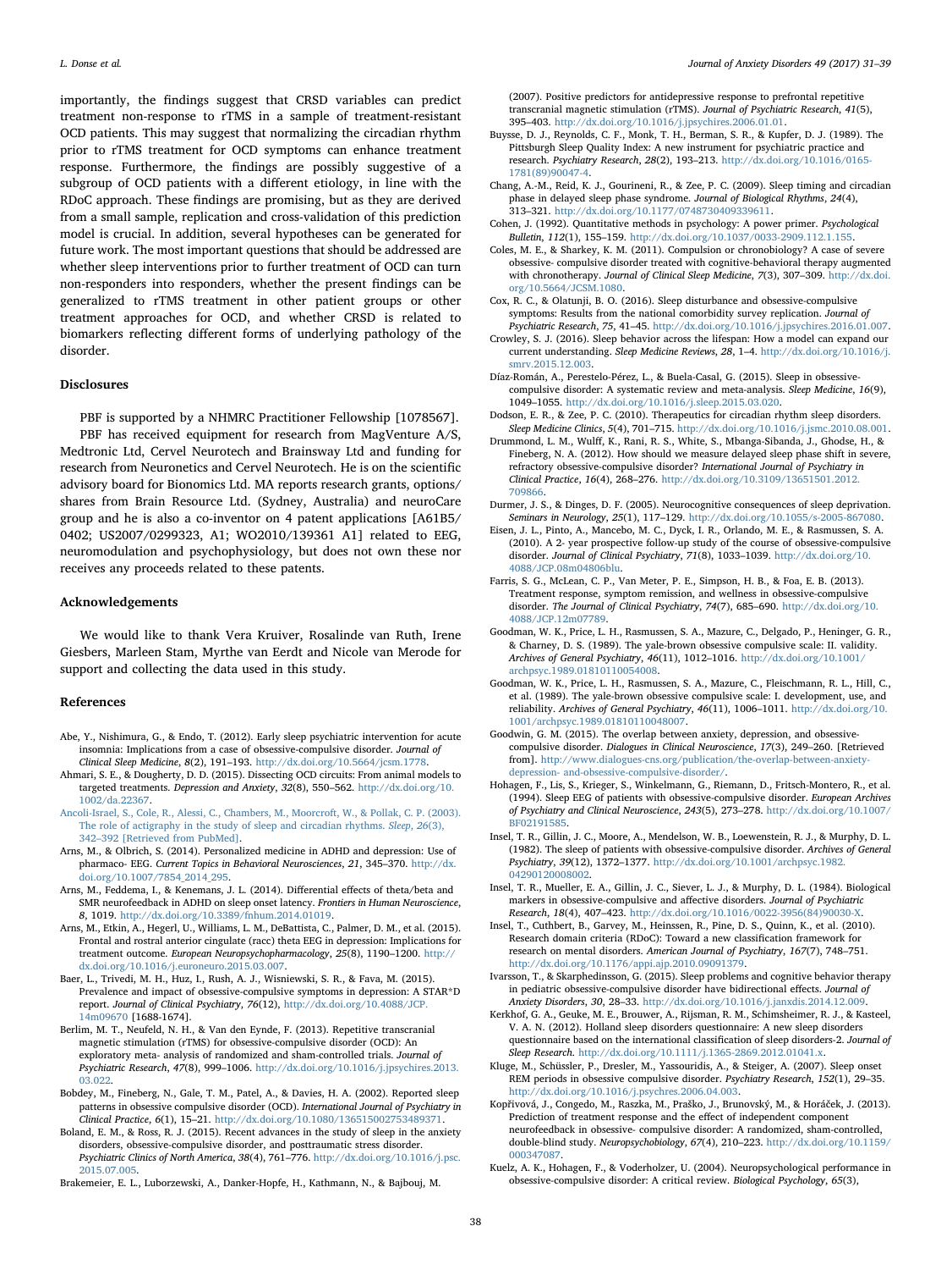importantly, the findings suggest that CRSD variables can predict treatment non-response to rTMS in a sample of treatment-resistant OCD patients. This may suggest that normalizing the circadian rhythm prior to rTMS treatment for OCD symptoms can enhance treatment response. Furthermore, the findings are possibly suggestive of a subgroup of OCD patients with a different etiology, in line with the RDoC approach. These findings are promising, but as they are derived from a small sample, replication and cross-validation of this prediction model is crucial. In addition, several hypotheses can be generated for future work. The most important questions that should be addressed are whether sleep interventions prior to further treatment of OCD can turn non-responders into responders, whether the present findings can be generalized to rTMS treatment in other patient groups or other treatment approaches for OCD, and whether CRSD is related to biomarkers reflecting different forms of underlying pathology of the disorder.

## Disclosures

PBF is supported by a NHMRC Practitioner Fellowship [1078567].

PBF has received equipment for research from MagVenture A/S, Medtronic Ltd, Cervel Neurotech and Brainsway Ltd and funding for research from Neuronetics and Cervel Neurotech. He is on the scientific advisory board for Bionomics Ltd. MA reports research grants, options/shares from Brain Resource Ltd. (Sydney, Australia) and neuroCare group and he is also a co-inventor on 4 patent applications [A61B5/0402; US2007/0299323, A1; WO2010/139361 A1] related to EEG, neuromodulation and psychophysiology, but does not own these nor receives any proceeds related to these patents.

## Acknowledgements

We would like to thank Vera Kruiver, Rosalinde van Ruth, Irene Giesbers, Marleen Stam, Myrthe van Eerdt and Nicole van Merode for support and collecting the data used in this study.

## References

Abe, Y., Nishimura, G., & Endo, T. (2012). Early sleep psychiatric intervention for acute insomnia: Implications from a case of obsessive-compulsive disorder. *Journal of Clinical Sleep Medicine*, *8*(2), 191–193. http://dx.doi.org/10.5664/jcsm.1778.

Ahmari, S. E., & Dougherty, D. D. (2015). Dissecting OCD circuits: From animal models to targeted treatments. *Depression and Anxiety*, *32*(8), 550–562. http://dx.doi.org/10.1002/da.22367.

Ancoli-Israel, S., Cole, R., Alessi, C., Chambers, M., Moorcroft, W., & Pollak, C. P. (2003). The role of actigraphy in the study of sleep and circadian rhythms. *Sleep*, *26*(3), 342–392 [Retrieved from PubMed].

Arns, M., & Olbrich, S. (2014). Personalized medicine in ADHD and depression: Use of pharmaco- EEG. *Current Topics in Behavioral Neurosciences*, *21*, 345–370. http://dx.doi.org/10.1007/7854_2014_295.

Arns, M., Feddema, I., & Kenemans, J. L. (2014). Differential effects of theta/beta and SMR neurofeedback in ADHD on sleep onset latency. *Frontiers in Human Neuroscience*, *8*, 1019. http://dx.doi.org/10.3389/fnhum.2014.01019.

Arns, M., Etkin, A., Hegerl, U., Williams, L. M., DeBattista, C., Palmer, D. M., et al. (2015). Frontal and rostral anterior cingulate (racc) theta EEG in depression: Implications for treatment outcome. *European Neuropsychopharmacology*, *25*(8), 1190–1200. http://dx.doi.org/10.1016/j.euroneuro.2015.03.007.

Baer, L., Trivedi, M. H., Huz, I., Rush, A. J., Wisniewski, S. R., & Fava, M. (2015). Prevalence and impact of obsessive-compulsive symptoms in depression: A STAR*D report. *Journal of Clinical Psychiatry*, *76*(12), http://dx.doi.org/10.4088/JCP.14m09670 [1688-1674].

Berlim, M. T., Neufeld, N. H., & Van den Eynde, F. (2013). Repetitive transcranial magnetic stimulation (rTMS) for obsessive-compulsive disorder (OCD): An exploratory meta- analysis of randomized and sham-controlled trials. *Journal of Psychiatric Research*, *47*(8), 999–1006. http://dx.doi.org/10.1016/j.jpsychires.2013.03.022.

Bobdey, M., Fineberg, N., Gale, T. M., Patel, A., & Davies, H. A. (2002). Reported sleep patterns in obsessive compulsive disorder (OCD). *International Journal of Psychiatry in Clinical Practice*, *6*(1), 15–21. http://dx.doi.org/10.1080/136515002753489371.

Boland, E. M., & Ross, R. J. (2015). Recent advances in the study of sleep in the anxiety disorders, obsessive-compulsive disorder, and posttraumatic stress disorder. *Psychiatric Clinics of North America*, *38*(4), 761–776. http://dx.doi.org/10.1016/j.psc.2015.07.005.

Brakemeier, E. L., Luborzewski, A., Danker-Hopfe, H., Kathmann, N., & Bajbouj, M. (2007). Positive predictors for antidepressive response to prefrontal repetitive transcranial magnetic stimulation (rTMS). *Journal of Psychiatric Research*, *41*(5), 395–403. http://dx.doi.org/10.1016/j.jpsychires.2006.01.01.

Buysse, D. J., Reynolds, C. F., Monk, T. H., Berman, S. R., & Kupfer, D. J. (1989). The Pittsburgh Sleep Quality Index: A new instrument for psychiatric practice and research. *Psychiatry Research*, *28*(2), 193–213. http://dx.doi.org/10.1016/0165-1781(89)90047-4.

Chang, A.-M., Reid, K. J., Gourineni, R., & Zee, P. C. (2009). Sleep timing and circadian phase in delayed sleep phase syndrome. *Journal of Biological Rhythms*, *24*(4), 313–321. http://dx.doi.org/10.1177/0748730409339611.

Cohen, J. (1992). Quantitative methods in psychology: A power primer. *Psychological Bulletin*, *112*(1), 155–159. http://dx.doi.org/10.1037/0033-2909.112.1.155.

Coles, M. E., & Sharkey, K. M. (2011). Compulsion or chronobiology? A case of severe obsessive- compulsive disorder treated with cognitive-behavioral therapy augmented with chronotherapy. *Journal of Clinical Sleep Medicine*, *7*(3), 307–309. http://dx.doi.org/10.5664/JCSM.1080.

Cox, R. C., & Olatunji, B. O. (2016). Sleep disturbance and obsessive-compulsive symptoms: Results from the national comorbidity survey replication. *Journal of Psychiatric Research*, *75*, 41–45. http://dx.doi.org/10.1016/j.jpsychires.2016.01.007.

Crowley, S. J. (2016). Sleep behavior across the lifespan: How a model can expand our current understanding. *Sleep Medicine Reviews*, *28*, 1–4. http://dx.doi.org/10.1016/j.smrv.2015.12.003.

Díaz-Román, A., Perestelo-Pérez, L., & Buela-Casal, G. (2015). Sleep in obsessive-compulsive disorder: A systematic review and meta-analysis. *Sleep Medicine*, *16*(9), 1049–1055. http://dx.doi.org/10.1016/j.sleep.2015.03.020.

Dodson, E. R., & Zee, P. C. (2010). Therapeutics for circadian rhythm sleep disorders. *Sleep Medicine Clinics*, *5*(4), 701–715. http://dx.doi.org/10.1016/j.jsmc.2010.08.001.

Drummond, L. M., Wulff, K., Rani, R. S., White, S., Mbanga-Sibanda, J., Ghodse, H., & Fineberg, N. A. (2012). How should we measure delayed sleep phase shift in severe, refractory obsessive-compulsive disorder? *International Journal of Psychiatry in Clinical Practice*, *16*(4), 268–276. http://dx.doi.org/10.3109/13651501.2012.709866.

Durmer, J. S., & Dinges, D. F. (2005). Neurocognitive consequences of sleep deprivation. *Seminars in Neurology*, *25*(1), 117–129. http://dx.doi.org/10.1055/s-2005-867080.

Eisen, J. L., Pinto, A., Mancebo, M. C., Dyck, I. R., Orlando, M. E., & Rasmussen, S. A. (2010). A 2- year prospective follow-up study of the course of obsessive-compulsive disorder. *Journal of Clinical Psychiatry*, *71*(8), 1033–1039. http://dx.doi.org/10.4088/JCP.08m04806blu.

Farris, S. G., McLean, C. P., Van Meter, P. E., Simpson, H. B., & Foa, E. B. (2013). Treatment response, symptom remission, and wellness in obsessive-compulsive disorder. *The Journal of Clinical Psychiatry*, *74*(7), 685–690. http://dx.doi.org/10.4088/JCP.12m07789.

Goodman, W. K., Price, L. H., Rasmussen, S. A., Mazure, C., Delgado, P., Heninger, G. R., & Charney, D. S. (1989). The yale-brown obsessive compulsive scale: II. validity. *Archives of General Psychiatry*, *46*(11), 1012–1016. http://dx.doi.org/10.1001/archpsyc.1989.01810110054008.

Goodman, W. K., Price, L. H., Rasmussen, S. A., Mazure, C., Fleischmann, R. L., Hill, C., et al. (1989). The yale-brown obsessive compulsive scale: I. development, use, and reliability. *Archives of General Psychiatry*, *46*(11), 1006–1011. http://dx.doi.org/10.1001/archpsyc.1989.01810110048007.

Goodwin, G. M. (2015). The overlap between anxiety, depression, and obsessive-compulsive disorder. *Dialogues in Clinical Neuroscience*, *17*(3), 249–260. [Retrieved from]. http://www.dialogues-cns.org/publication/the-overlap-between-anxiety-depression- and-obsessive-compulsive-disorder/.

Hohagen, F., Lis, S., Krieger, S., Winkelmann, G., Riemann, D., Fritsch-Montero, R., et al. (1994). Sleep EEG of patients with obsessive-compulsive disorder. *European Archives of Psychiatry and Clinical Neuroscience*, *243*(5), 273–278. http://dx.doi.org/10.1007/BF02191585.

Insel, T. R., Gillin, J. C., Moore, A., Mendelson, W. B., Loewenstein, R. J., & Murphy, D. L. (1982). The sleep of patients with obsessive-compulsive disorder. *Archives of General Psychiatry*, *39*(12), 1372–1377. http://dx.doi.org/10.1001/archpsyc.1982.04290120008002.

Insel, T. R., Mueller, E. A., Gillin, J. C., Siever, L. J., & Murphy, D. L. (1984). Biological markers in obsessive-compulsive and affective disorders. *Journal of Psychiatric Research*, *18*(4), 407–423. http://dx.doi.org/10.1016/0022-3956(84)90030-X.

Insel, T., Cuthbert, B., Garvey, M., Heinssen, R., Pine, D. S., Quinn, K., et al. (2010). Research domain criteria (RDoC): Toward a new classification framework for research on mental disorders. *American Journal of Psychiatry*, *167*(7), 748–751. http://dx.doi.org/10.1176/appi.ajp.2010.09091379.

Ivarsson, T., & Skarphedinsson, G. (2015). Sleep problems and cognitive behavior therapy in pediatric obsessive-compulsive disorder have bidirectional effects. *Journal of Anxiety Disorders*, *30*, 28–33. http://dx.doi.org/10.1016/j.janxdis.2014.12.009.

Kerkhof, G. A., Geuke, M. E., Brouwer, A., Rijsman, R. M., Schimsheimer, R. J., & Kasteel, V. A. N. (2012). Holland sleep disorders questionnaire: A new sleep disorders questionnaire based on the international classification of sleep disorders-2. *Journal of Sleep Research*. http://dx.doi.org/10.1111/j.1365-2869.2012.01041.x.

Kluge, M., Schüssler, P., Dresler, M., Yassouridis, A., & Steiger, A. (2007). Sleep onset REM periods in obsessive compulsive disorder. *Psychiatry Research*, *152*(1), 29–35. http://dx.doi.org/10.1016/j.psychres.2006.04.003.

Kopřivová, J., Congedo, M., Raszka, M., Praško, J., Brunovský, M., & Horáček, J. (2013). Prediction of treatment response and the effect of independent component neurofeedback in obsessive- compulsive disorder: A randomized, sham-controlled, double-blind study. *Neuropsychobiology*, *67*(4), 210–223. http://dx.doi.org/10.1159/000347087.

Kuelz, A. K., Hohagen, F., & Voderholzer, U. (2004). Neuropsychological performance in obsessive-compulsive disorder: A critical review. *Biological Psychology*, *65*(3),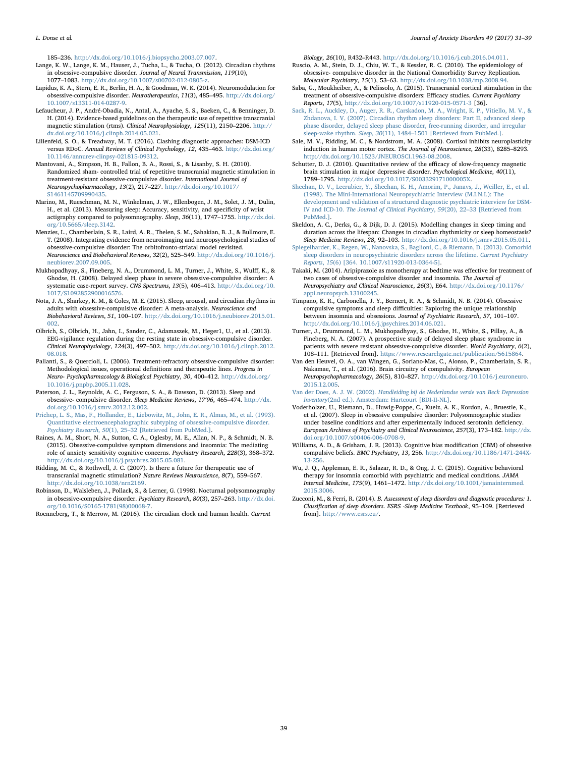185–236. http://dx.doi.org/10.1016/j.biopsycho.2003.07.007.

Lange, K. W., Lange, K. M., Hauser, J., Tucha, L., & Tucha, O. (2012). Circadian rhythms in obsessive-compulsive disorder. *Journal of Neural Transmission*, *119*(10), 1077–1083. http://dx.doi.org/10.1007/s00702-012-0805-z.

Lapidus, K. A., Stern, E. R., Berlin, H. A., & Goodman, W. K. (2014). Neuromodulation for obsessive-compulsive disorder. *Neurotherapeutics*, *11*(3), 485–495. http://dx.doi.org/10.1007/s13311-014-0287-9.

Lefaucheur, J. P., André-Obadia, N., Antal, A., Ayache, S. S., Baeken, C., & Benninger, D. H. (2014). Evidence-based guidelines on the therapeutic use of repetitive transcranial magnetic stimulation (rtms). *Clinical Neurophysiology*, *125*(11), 2150–2206. http://dx.doi.org/10.1016/j.clinph.2014.05.021.

Lilienfeld, S. O., & Treadway, M. T. (2016). Clashing diagnostic approaches: DSM-ICD versus RDoC. *Annual Reviews of Clinical Psychology*, *12*, 435–463. http://dx.doi.org/10.1146/annurev-clinpsy-021815-09312.

Mantovani, A., Simpson, H. B., Fallon, B. A., Rossi, S., & Lisanby, S. H. (2010). Randomized sham- controlled trial of repetitive transcranial magnetic stimulation in treatment-resistant obsessive-compulsive disorder. *International Journal of Neurospychopharmacology*, *13*(2), 217–227. http://dx.doi.org/10.1017/S1461145709990435.

Marino, M., Rueschman, M. N., Winkelman, J. W., Ellenbogen, J. M., Solet, J. M., Dulin, H., et al. (2013). Measuring sleep: Accuracy, sensitivity, and specificity of wrist actigraphy compared to polysomnography. *Sleep*, *36*(11), 1747–1755. http://dx.doi.org/10.5665/sleep.3142.

Menzies, L., Chamberlain, S. R., Laird, A. R., Thelen, S. M., Sahakian, B. J., & Bullmore, E. T. (2008). Integrating evidence from neuroimaging and neuropsychological studies of obsessive-compulsive disorder: The orbitofronto-striatal model revisited. *Neuroscience and Biobehavioral Reviews*, *32*(2), 525–549. http://dx.doi.org/10.1016/j.neubiorev.2007.09.005.

Mukhopadhyay, S., Fineberg, N. A., Drummond, L. M., Turner, J., White, S., Wulff, K., & Ghodse, H. (2008). Delayed sleep phase in severe obsessive-compulsive disorder: A systematic case-report survey. *CNS Spectrums*, *13*(5), 406–413. http://dx.doi.org/10.1017/S1092852900016576.

Nota, J. A., Sharkey, K. M., & Coles, M. E. (2015). Sleep, arousal, and circadian rhythms in adults with obsessive-compulsive disorder: A meta-analysis. *Neuroscience and Biobehavioral Reviews*, *51*, 100–107. http://dx.doi.org/10.1016/j.neubiorev.2015.01.002.

Olbrich, S., Olbrich, H., Jahn, I., Sander, C., Adamaszek, M., Heger1, U., et al. (2013). EEG-vigilance regulation during the resting state in obsessive-compulsive disorder. *Clinical Neurophysiology*, *124*(3), 497–502. http://dx.doi.org/10.1016/j.clinph.2012.08.018.

Pallanti, S., & Quercioli, L. (2006). Treatment-refractory obsessive-compulsive disorder: Methodological issues, operational definitions and therapeutic lines. *Progress in Neuro- Psychopharmacology & Biological Psychiatry*, *30*, 400–412. http://dx.doi.org/10.1016/j.pnpbp.2005.11.028.

Paterson, J. L., Reynolds, A. C., Ferguson, S. A., & Dawson, D. (2013). Sleep and obsessive- compulsive disorder. *Sleep Medicine Reviews*, *17*'96, 465–474. http://dx.doi.org/10.1016/j.smrv.2012.12.002.

Prichep, L. S., Mas, F., Hollander, E., Liebowitz, M., John, E. R., Almas, M., et al. (1993). Quantitative electroencephalographic subtyping of obsessive-compulsive disorder. *Psychiatry Research*, *50*(1), 25–32 [Retrieved from PubMed.].

Raines, A. M., Short, N. A., Sutton, C. A., Oglesby, M. E., Allan, N. P., & Schmidt, N. B. (2015). Obsessive-compulsive symptom dimensions and insomnia: The mediating role of anxiety sensitivity cognitive concerns. *Psychiatry Research*, *228*(3), 368–372. http://dx.doi.org/10.1016/j.psychres.2015.05.081.

Ridding, M. C., & Rothwell, J. C. (2007). Is there a future for therapeutic use of transcranial magnetic stimulation? *Nature Reviews Neuroscience*, *8*(7), 559–567. http://dx.doi.org/10.1038/nrn2169.

Robinson, D., Walsleben, J., Pollack, S., & Lerner, G. (1998). Nocturnal polysomnography in obsessive-compulsive disorder. *Psychiatry Research*, *80*(3), 257–263. http://dx.doi.org/10.1016/S0165-1781(98)00068-7.

Roenneberg, T., & Merrow, M. (2016). The circadian clock and human health. *Current Biology*, *26*(10), R432–R443. http://dx.doi.org/10.1016/j.cub.2016.04.011.

Ruscio, A. M., Stein, D. J., Chiu, W. T., & Kessler, R. C. (2010). The epidemiology of obsessive- compulsive disorder in the National Comorbidity Survey Replication. *Molecular Psychiatry*, *15*(1), 53–63. http://dx.doi.org/10.1038/mp.2008.94.

Saba, G., Moukheiber, A., & Pelissolo, A. (2015). Transcranial cortical stimulation in the treatment of obsessive-compulsive disorders: Efficacy studies. *Current Psychiatry Reports*, *17*(5), http://dx.doi.org/10.1007/s11920-015-0571-3 [36].

Sack, R. L., Auckley, D., Auger, R. R., Carskadon, M. A., Wright, K. P., Vitiello, M. V., & Zhdanova, I. V. (2007). Circadian rhythm sleep disorders: Part II, advanced sleep phase disorder, delayed sleep phase disorder, free-running disorder, and irregular sleep-wake rhythm. *Sleep*, *30*(11), 1484–1501 [Retrieved from PubMed.].

Sale, M. V., Ridding, M. C., & Nordstrom, M. A. (2008). Cortisol inhibits neuroplasticity induction in human motor cortex. *The Journal of Neuroscience*, *28*(33), 8285–8293. http://dx.doi.org/10.1523/JNEUROSCI.1963-08.2008.

Schutter, D. J. (2010). Quantitative review of the efficacy of slow-frequency magnetic brain stimulation in major depressive disorder. *Psychological Medicine*, *40*(11), 1789–1795. http://dx.doi.org/10.1017/S003329171000005X.

Sheehan, D. V., Lecrubier, Y., Sheehan, K. H., Amorim, P., Janavs, J., Weiller, E., et al. (1998). The Mini-International Neuropsychiatric Interview (M.I.N.I.): The development and validation of a structured diagnostic psychiatric interview for DSM-IV and ICD-10. *The Journal of Clinical Psychiatry*, *59*(20), 22–33 [Retrieved from PubMed.].

Skeldon, A. C., Derks, G., & Dijk, D. J. (2015). Modelling changes in sleep timing and duration across the lifespan: Changes in circadian rhythmicity or sleep homeostasis? *Sleep Medicine Reviews*, *28*, 92–103. http://dx.doi.org/10.1016/j.smrv.2015.05.011.

Spiegelharder, K., Regen, W., Nanovska, S., Baglioni, C., & Riemann, D. (2013). Comorbid sleep disorders in neuropsychiatric disorders across the lifetime. *Current Psychiatry Reports*, *15*(6) [364. 10.1007/s11920-013-0364-5].

Takaki, M. (2014). Aripiprazole as monotherapy at bedtime was effective for treatment of two cases of obsessive-compulsive disorder and insomnia. *The Journal of Neuropsychiatry and Clinical Neuroscience*, *26*(3), E64. http://dx.doi.org/10.1176/appi.neuropsych.13100245.

Timpano, K. R., Carbonella, J. Y., Bernert, R. A., & Schmidt, N. B. (2014). Obsessive compulsive symptoms and sleep difficulties: Exploring the unique relationship between insomnia and obsessions. *Journal of Psychiatric Research*, *57*, 101–107. http://dx.doi.org/10.1016/j.jpsychires.2014.06.021.

Turner, J., Drummond, L. M., Mukhopadhyay, S., Ghodse, H., White, S., Pillay, A., & Fineberg, N. A. (2007). A prospective study of delayed sleep phase syndrome in patients with severe resistant obsessive-compulsive disorder. *World Psychiatry*, *6*(2), 108–111. [Retrieved from]. https://www.researchgate.net/publication/5615864.

Van den Heuvel, O. A., van Wingen, G., Soriano-Mas, C., Alonso, P., Chamberlain, S. R., Nakamae, T., et al. (2016). Brain circuitry of compulsivity. *European Neuropsychopharmacology*, *26*(5), 810–827. http://dx.doi.org/10.1016/j.euroneuro.2015.12.005.

Van der Does, A. J. W. (2002). *Handleiding bij de Nederlandse versie van Beck Depression Inventory*(2nd ed.). Amsterdam: Hartcourt [BDI-II-NL].

Voderholzer, U., Riemann, D., Huwig-Poppe, C., Kuelz, A. K., Kordon, A., Bruestle, K., et al. (2007). Sleep in obsessive compulsive disorder: Polysomnographic studies under baseline conditions and after experimentally induced serotonin deficiency. *European Archives of Psychiatry and Clinical Neuroscience*, *257*(3), 173–182. http://dx.doi.org/10.1007/s00406-006-0708-9.

Williams, A. D., & Grisham, J. R. (2013). Cognitive bias modification (CBM) of obsessive compulsive beliefs. *BMC Psychiatry*, *13*, 256. http://dx.doi.org/10.1186/1471-244X-13-256.

Wu, J. Q., Appleman, E. R., Salazar, R. D., & Ong, J. C. (2015). Cognitive behavioral therapy for insomnia comorbid with psychiatric and medical conditions. *JAMA Internal Medicine*, *175*(9), 1461–1472. http://dx.doi.org/10.1001/jamainternmed.2015.3006.

Zucconi, M., & Ferri, R. (2014). *B. Assessment of sleep disorders and diagnostic procedures: 1. Classification of sleep disorders. ESRS -Sleep Medicine Textbook*, 95–109. [Retrieved from]. http://www.esrs.eu/.